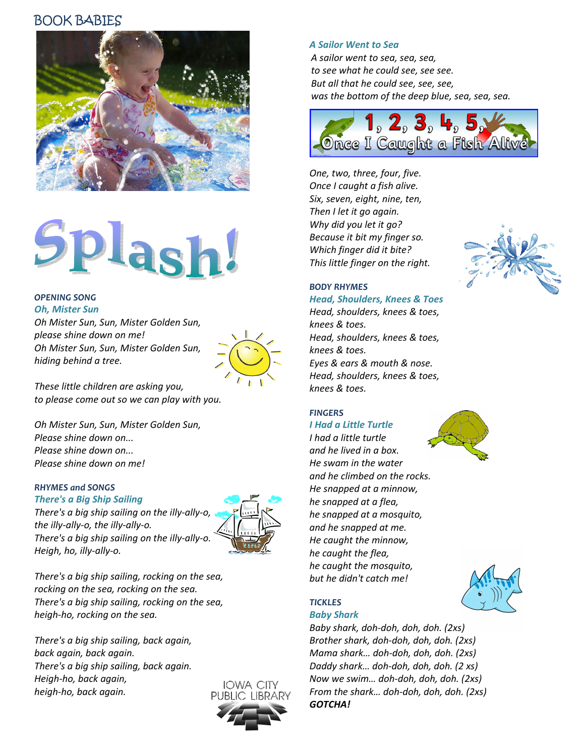# BOOK BABIES

# Splash!

## OPENING SONG

### Oh, Mister Sun

*Oh Mister Sun, Sun, Mister Golden Sun,*
*please shine down on me!*
*Oh Mister Sun, Sun, Mister Golden Sun,*
*hiding behind a tree.*

*These little children are asking you,*
*to please come out so we can play with you.*

*Oh Mister Sun, Sun, Mister Golden Sun,*
*Please shine down on...*
*Please shine down on...*
*Please shine down on me!*

## RHYMES and SONGS

### There's a Big Ship Sailing

*There's a big ship sailing on the illy-ally-o,*
*the illy-ally-o, the illy-ally-o.*
*There's a big ship sailing on the illy-ally-o.*
*Heigh, ho, illy-ally-o.*

*There's a big ship sailing, rocking on the sea,*
*rocking on the sea, rocking on the sea.*
*There's a big ship sailing, rocking on the sea,*
*heigh-ho, rocking on the sea.*

*There's a big ship sailing, back again,*
*back again, back again.*
*There's a big ship sailing, back again.*
*Heigh-ho, back again,*
*heigh-ho, back again.*

IOWA CITY PUBLIC LIBRARY

### A Sailor Went to Sea

*A sailor went to sea, sea, sea,*
*to see what he could see, see see.*
*But all that he could see, see, see,*
*was the bottom of the deep blue, sea, sea, sea.*

### 1, 2, 3, 4, 5, Once I Caught a Fish Alive

*One, two, three, four, five.*
*Once I caught a fish alive.*
*Six, seven, eight, nine, ten,*
*Then I let it go again.*
*Why did you let it go?*
*Because it bit my finger so.*
*Which finger did it bite?*
*This little finger on the right.*

## BODY RHYMES

### Head, Shoulders, Knees & Toes

*Head, shoulders, knees & toes,*
*knees & toes.*
*Head, shoulders, knees & toes,*
*knees & toes.*
*Eyes & ears & mouth & nose.*
*Head, shoulders, knees & toes,*
*knees & toes.*

## FINGERS

### I Had a Little Turtle

*I had a little turtle*
*and he lived in a box.*
*He swam in the water*
*and he climbed on the rocks.*
*He snapped at a minnow,*
*he snapped at a flea,*
*he snapped at a mosquito,*
*and he snapped at me.*
*He caught the minnow,*
*he caught the flea,*
*he caught the mosquito,*
*but he didn't catch me!*

## TICKLES

### Baby Shark

*Baby shark, doh-doh, doh, doh. (2xs)*
*Brother shark, doh-doh, doh, doh. (2xs)*
*Mama shark… doh-doh, doh, doh. (2xs)*
*Daddy shark… doh-doh, doh, doh. (2 xs)*
*Now we swim… doh-doh, doh, doh. (2xs)*
*From the shark… doh-doh, doh, doh. (2xs)*
***GOTCHA!***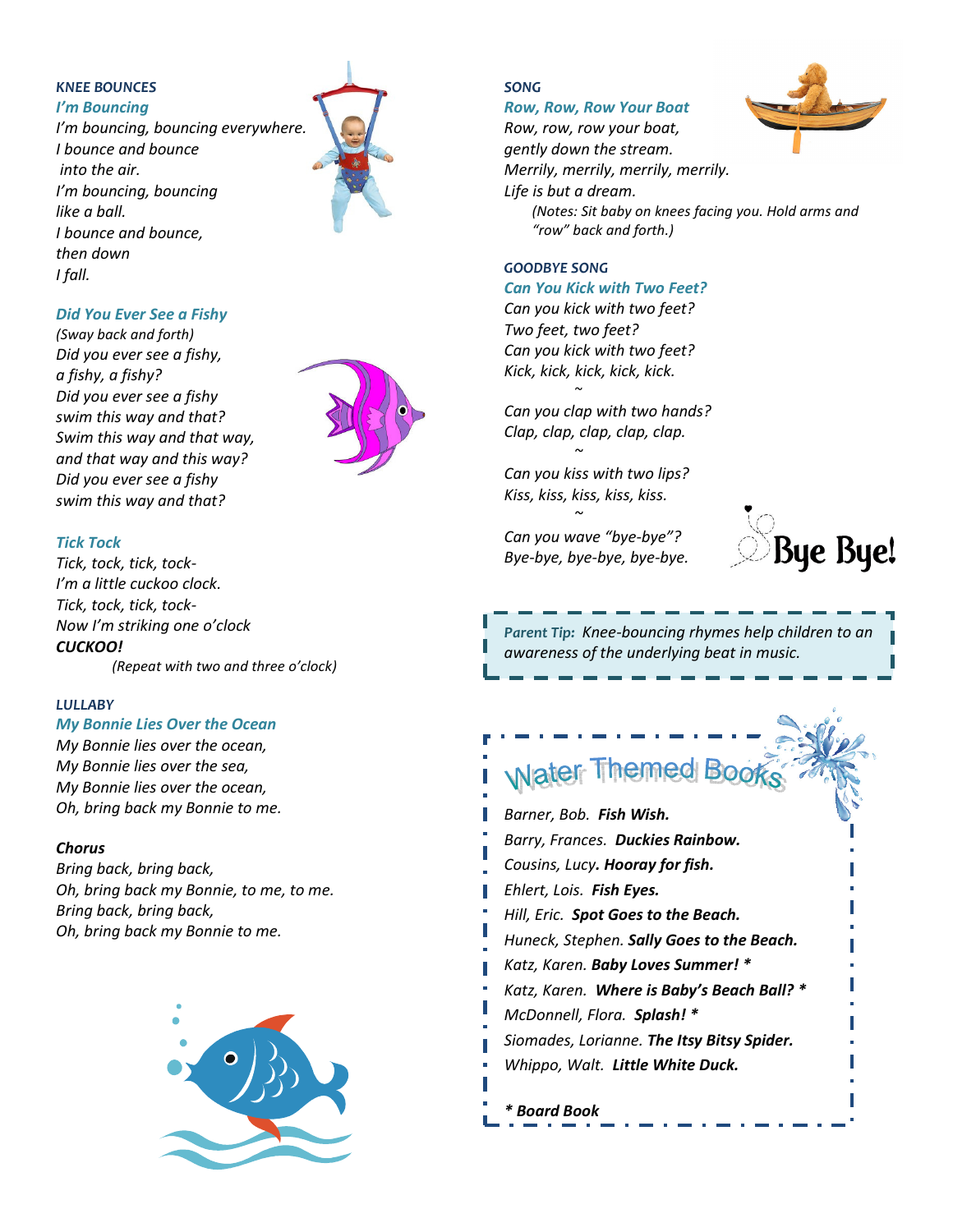### KNEE BOUNCES

#### *I'm Bouncing*

*I'm bouncing, bouncing everywhere.*
*I bounce and bounce*
*into the air.*
*I'm bouncing, bouncing*
*like a ball.*
*I bounce and bounce,*
*then down*
*I fall.*

#### *Did You Ever See a Fishy*

*(Sway back and forth)*
*Did you ever see a fishy,*
*a fishy, a fishy?*
*Did you ever see a fishy*
*swim this way and that?*
*Swim this way and that way,*
*and that way and this way?*
*Did you ever see a fishy*
*swim this way and that?*

#### *Tick Tock*

*Tick, tock, tick, tock-*
*I'm a little cuckoo clock.*
*Tick, tock, tick, tock-*
*Now I'm striking one o'clock*
***CUCKOO!***
*(Repeat with two and three o'clock)*

### LULLABY

#### *My Bonnie Lies Over the Ocean*

*My Bonnie lies over the ocean,*
*My Bonnie lies over the sea,*
*My Bonnie lies over the ocean,*
*Oh, bring back my Bonnie to me.*

***Chorus***
*Bring back, bring back,*
*Oh, bring back my Bonnie, to me, to me.*
*Bring back, bring back,*
*Oh, bring back my Bonnie to me.*

### SONG

#### *Row, Row, Row Your Boat*

*Row, row, row your boat,*
*gently down the stream.*
*Merrily, merrily, merrily, merrily.*
*Life is but a dream.*
*(Notes: Sit baby on knees facing you. Hold arms and "row" back and forth.)*

### GOODBYE SONG

#### *Can You Kick with Two Feet?*

*Can you kick with two feet?*
*Two feet, two feet?*
*Can you kick with two feet?*
*Kick, kick, kick, kick, kick.*
~
*Can you clap with two hands?*
*Clap, clap, clap, clap, clap.*
~
*Can you kiss with two lips?*
*Kiss, kiss, kiss, kiss, kiss.*
~
*Can you wave "bye-bye"?*
*Bye-bye, bye-bye, bye-bye.*

Bye Bye!

**Parent Tip:** *Knee-bouncing rhymes help children to an awareness of the underlying beat in music.*

## Water Themed Books

- *Barner, Bob.* ***Fish Wish.***
- *Barry, Frances.* ***Duckies Rainbow.***
- *Cousins, Lucy.* ***Hooray for fish.***
- *Ehlert, Lois.* ***Fish Eyes.***
- *Hill, Eric.* ***Spot Goes to the Beach.***
- *Huneck, Stephen.* ***Sally Goes to the Beach.***
- *Katz, Karen.* ***Baby Loves Summer! ****
- *Katz, Karen.* ***Where is Baby's Beach Ball? ****
- *McDonnell, Flora.* ***Splash! ****
- *Siomades, Lorianne.* ***The Itsy Bitsy Spider.***
- *Whippo, Walt.* ***Little White Duck.***

****** Board Book***